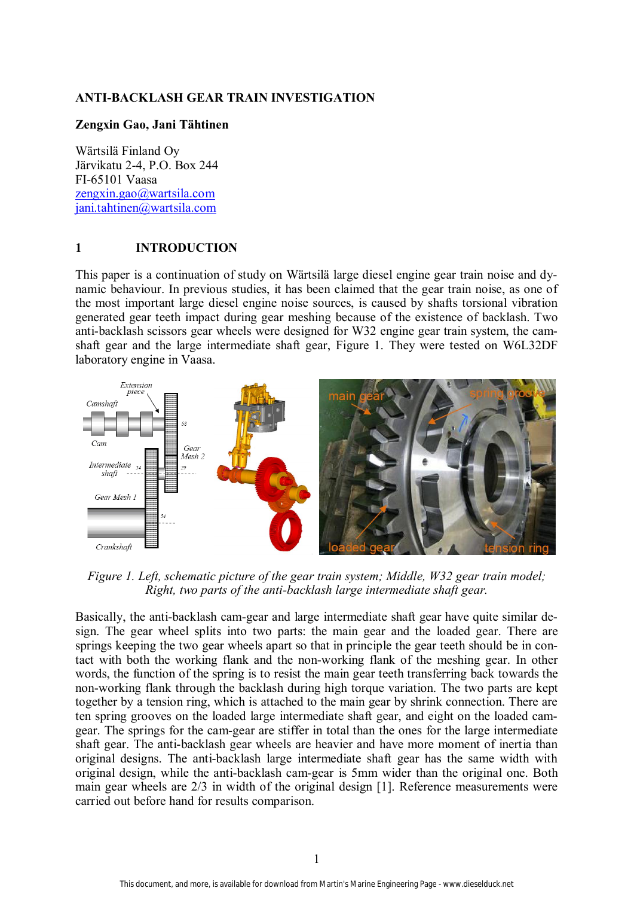# ANTI-BACKLASH GEAR TRAIN INVESTIGATION

**Zengxin Gao, Jani Tähtinen**

Wärtsilä Finland Oy
Järvikatu 2-4, P.O. Box 244
FI-65101 Vaasa
zengxin.gao@wartsila.com
jani.tahtinen@wartsila.com

## 1 INTRODUCTION

This paper is a continuation of study on Wärtsilä large diesel engine gear train noise and dynamic behaviour. In previous studies, it has been claimed that the gear train noise, as one of the most important large diesel engine noise sources, is caused by shafts torsional vibration generated gear teeth impact during gear meshing because of the existence of backlash. Two anti-backlash scissors gear wheels were designed for W32 engine gear train system, the camshaft gear and the large intermediate shaft gear, Figure 1. They were tested on W6L32DF laboratory engine in Vaasa.

*Figure 1. Left, schematic picture of the gear train system; Middle, W32 gear train model; Right, two parts of the anti-backlash large intermediate shaft gear.*

Basically, the anti-backlash cam-gear and large intermediate shaft gear have quite similar design. The gear wheel splits into two parts: the main gear and the loaded gear. There are springs keeping the two gear wheels apart so that in principle the gear teeth should be in contact with both the working flank and the non-working flank of the meshing gear. In other words, the function of the spring is to resist the main gear teeth transferring back towards the non-working flank through the backlash during high torque variation. The two parts are kept together by a tension ring, which is attached to the main gear by shrink connection. There are ten spring grooves on the loaded large intermediate shaft gear, and eight on the loaded camgear. The springs for the cam-gear are stiffer in total than the ones for the large intermediate shaft gear. The anti-backlash gear wheels are heavier and have more moment of inertia than original designs. The anti-backlash large intermediate shaft gear has the same width with original design, while the anti-backlash cam-gear is 5mm wider than the original one. Both main gear wheels are 2/3 in width of the original design [1]. Reference measurements were carried out before hand for results comparison.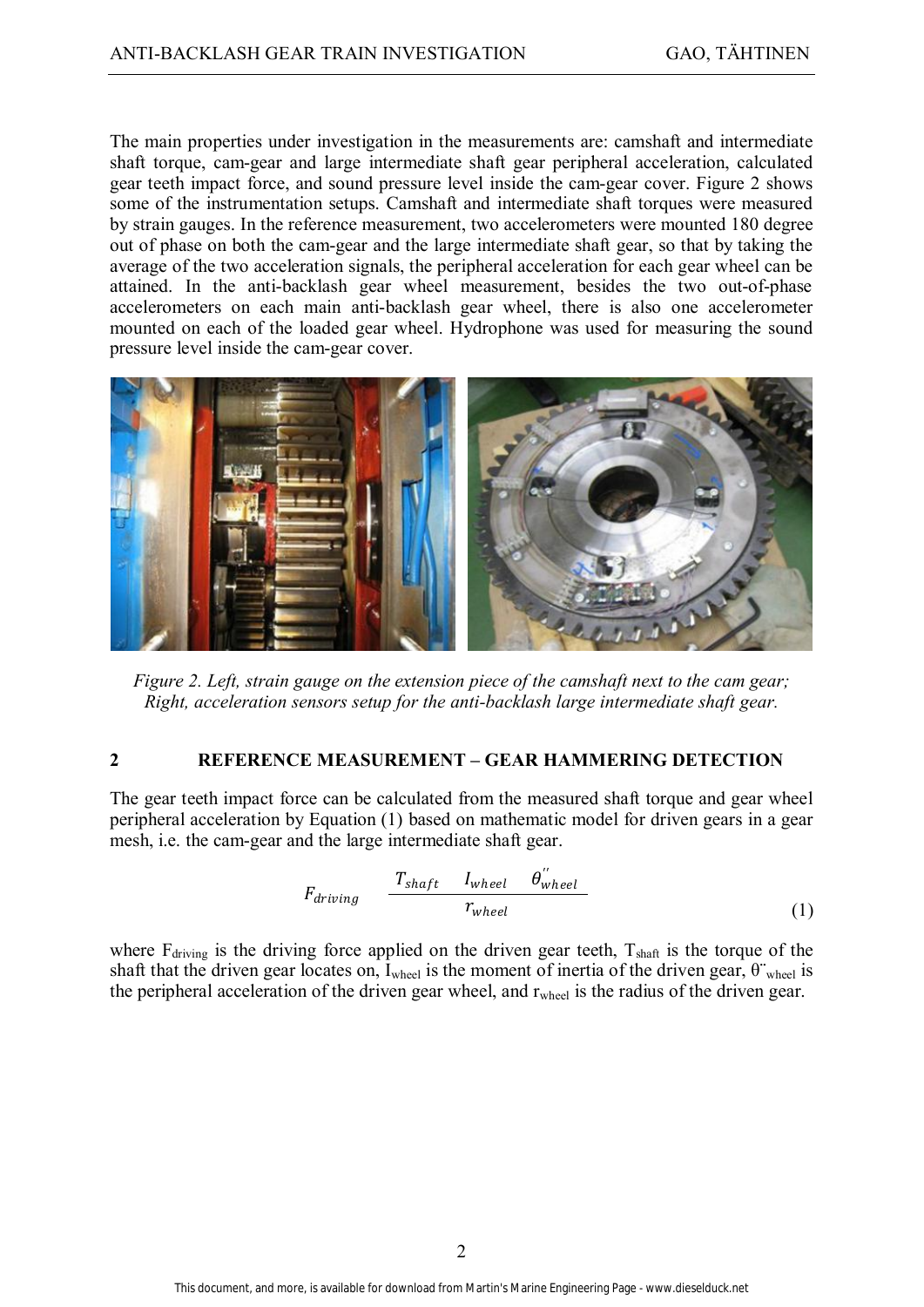The main properties under investigation in the measurements are: camshaft and intermediate shaft torque, cam-gear and large intermediate shaft gear peripheral acceleration, calculated gear teeth impact force, and sound pressure level inside the cam-gear cover. Figure 2 shows some of the instrumentation setups. Camshaft and intermediate shaft torques were measured by strain gauges. In the reference measurement, two accelerometers were mounted 180 degree out of phase on both the cam-gear and the large intermediate shaft gear, so that by taking the average of the two acceleration signals, the peripheral acceleration for each gear wheel can be attained. In the anti-backlash gear wheel measurement, besides the two out-of-phase accelerometers on each main anti-backlash gear wheel, there is also one accelerometer mounted on each of the loaded gear wheel. Hydrophone was used for measuring the sound pressure level inside the cam-gear cover.

*Figure 2. Left, strain gauge on the extension piece of the camshaft next to the cam gear; Right, acceleration sensors setup for the anti-backlash large intermediate shaft gear.*

## 2 REFERENCE MEASUREMENT – GEAR HAMMERING DETECTION

The gear teeth impact force can be calculated from the measured shaft torque and gear wheel peripheral acceleration by Equation (1) based on mathematic model for driven gears in a gear mesh, i.e. the cam-gear and the large intermediate shaft gear.

$$F_{driving} \quad \frac{T_{shaft} \quad I_{wheel} \quad \theta''_{wheel}}{r_{wheel}} \tag{1}$$

where $F_{driving}$ is the driving force applied on the driven gear teeth, $T_{shaft}$ is the torque of the shaft that the driven gear locates on, $I_{wheel}$ is the moment of inertia of the driven gear, $\ddot{\theta}_{wheel}$ is the peripheral acceleration of the driven gear wheel, and $r_{wheel}$ is the radius of the driven gear.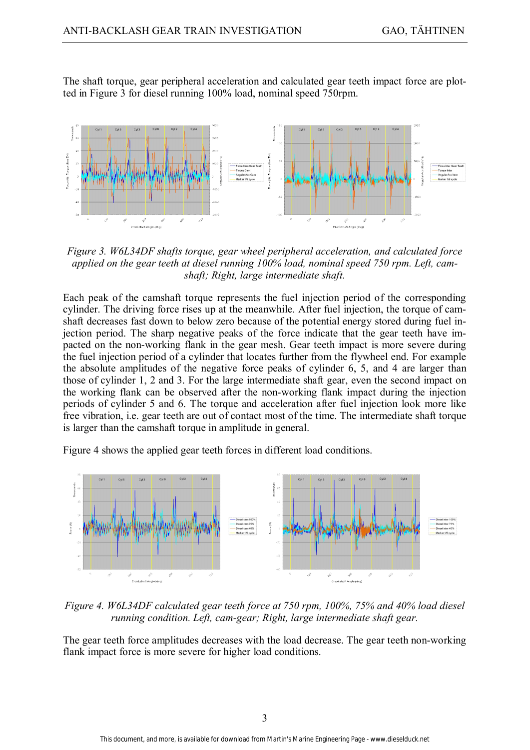The shaft torque, gear peripheral acceleration and calculated gear teeth impact force are plotted in Figure 3 for diesel running 100% load, nominal speed 750rpm.

*Figure 3. W6L34DF shafts torque, gear wheel peripheral acceleration, and calculated force applied on the gear teeth at diesel running 100% load, nominal speed 750 rpm. Left, camshaft; Right, large intermediate shaft.*

Each peak of the camshaft torque represents the fuel injection period of the corresponding cylinder. The driving force rises up at the meanwhile. After fuel injection, the torque of camshaft decreases fast down to below zero because of the potential energy stored during fuel injection period. The sharp negative peaks of the force indicate that the gear teeth have impacted on the non-working flank in the gear mesh. Gear teeth impact is more severe during the fuel injection period of a cylinder that locates further from the flywheel end. For example the absolute amplitudes of the negative force peaks of cylinder 6, 5, and 4 are larger than those of cylinder 1, 2 and 3. For the large intermediate shaft gear, even the second impact on the working flank can be observed after the non-working flank impact during the injection periods of cylinder 5 and 6. The torque and acceleration after fuel injection look more like free vibration, i.e. gear teeth are out of contact most of the time. The intermediate shaft torque is larger than the camshaft torque in amplitude in general.

Figure 4 shows the applied gear teeth forces in different load conditions.

*Figure 4. W6L34DF calculated gear teeth force at 750 rpm, 100%, 75% and 40% load diesel running condition. Left, cam-gear; Right, large intermediate shaft gear.*

The gear teeth force amplitudes decreases with the load decrease. The gear teeth non-working flank impact force is more severe for higher load conditions.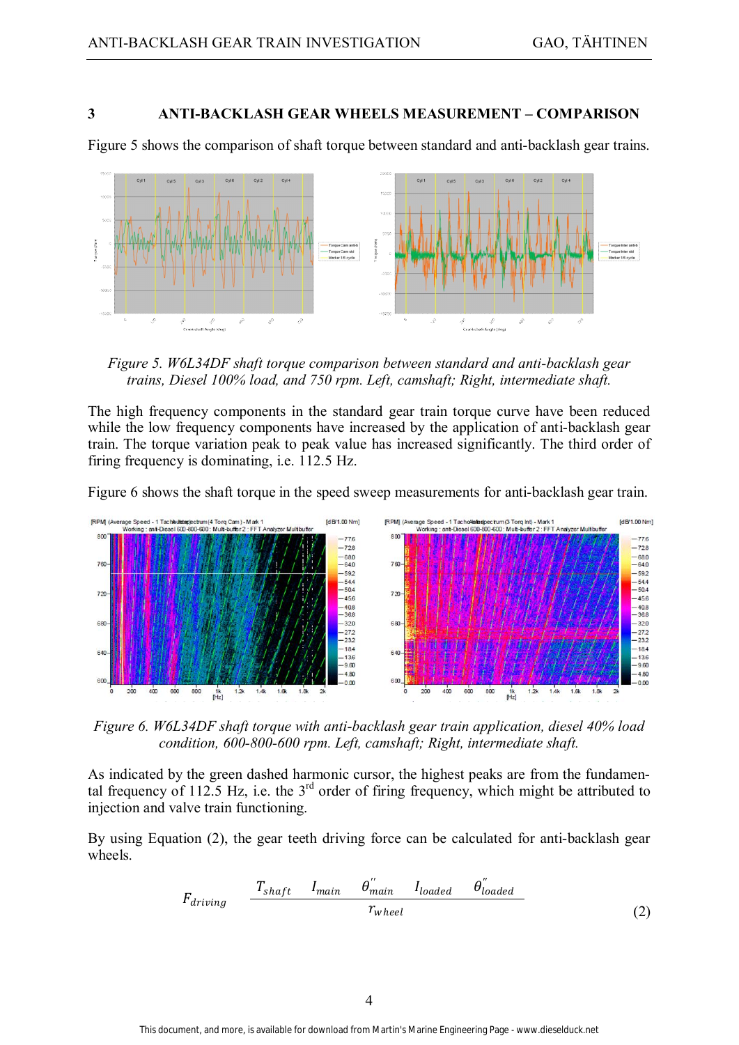## 3 ANTI-BACKLASH GEAR WHEELS MEASUREMENT – COMPARISON

Figure 5 shows the comparison of shaft torque between standard and anti-backlash gear trains.

*Figure 5. W6L34DF shaft torque comparison between standard and anti-backlash gear trains, Diesel 100% load, and 750 rpm. Left, camshaft; Right, intermediate shaft.*

The high frequency components in the standard gear train torque curve have been reduced while the low frequency components have increased by the application of anti-backlash gear train. The torque variation peak to peak value has increased significantly. The third order of firing frequency is dominating, i.e. 112.5 Hz.

Figure 6 shows the shaft torque in the speed sweep measurements for anti-backlash gear train.

*Figure 6. W6L34DF shaft torque with anti-backlash gear train application, diesel 40% load condition, 600-800-600 rpm. Left, camshaft; Right, intermediate shaft.*

As indicated by the green dashed harmonic cursor, the highest peaks are from the fundamental frequency of 112.5 Hz, i.e. the 3rd order of firing frequency, which might be attributed to injection and valve train functioning.

By using Equation (2), the gear teeth driving force can be calculated for anti-backlash gear wheels.

$$F_{driving} \quad \frac{T_{shaft} \quad I_{main} \quad \theta''_{main} \quad I_{loaded} \quad \theta''_{loaded}}{r_{wheel}} \tag{2}$$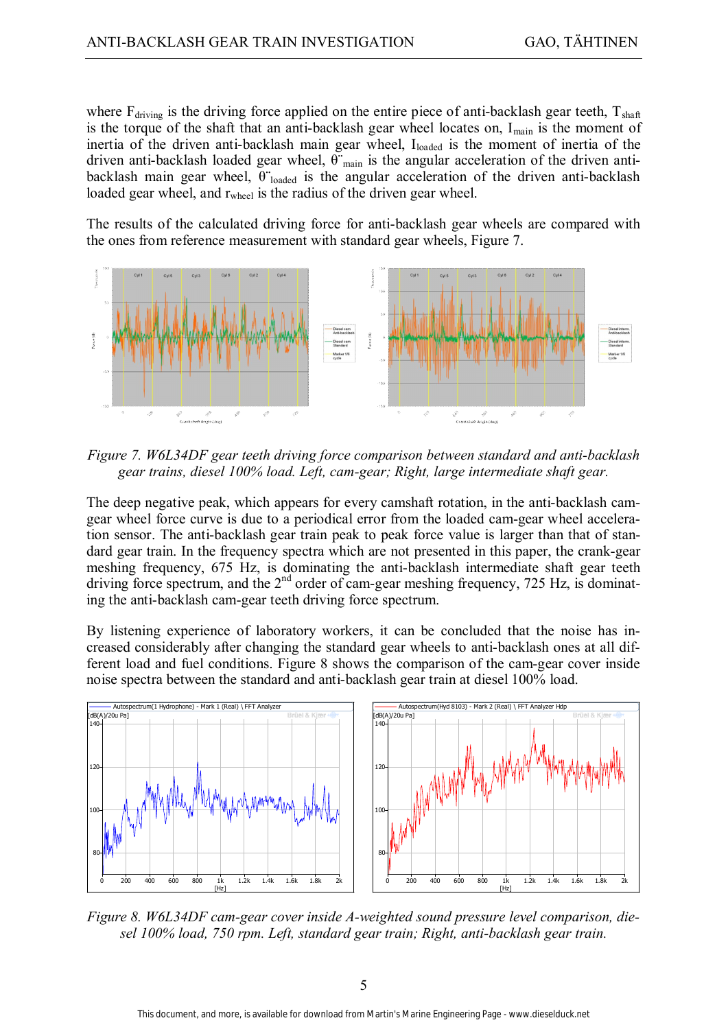where $F_{driving}$ is the driving force applied on the entire piece of anti-backlash gear teeth, $T_{shaft}$ is the torque of the shaft that an anti-backlash gear wheel locates on, $I_{main}$ is the moment of inertia of the driven anti-backlash main gear wheel, $I_{loaded}$ is the moment of inertia of the driven anti-backlash loaded gear wheel, $\ddot{\theta}_{main}$ is the angular acceleration of the driven anti-backlash main gear wheel, $\ddot{\theta}_{loaded}$ is the angular acceleration of the driven anti-backlash loaded gear wheel, and $r_{wheel}$ is the radius of the driven gear wheel.

The results of the calculated driving force for anti-backlash gear wheels are compared with the ones from reference measurement with standard gear wheels, Figure 7.

*Figure 7. W6L34DF gear teeth driving force comparison between standard and anti-backlash gear trains, diesel 100% load. Left, cam-gear; Right, large intermediate shaft gear.*

The deep negative peak, which appears for every camshaft rotation, in the anti-backlash cam-gear wheel force curve is due to a periodical error from the loaded cam-gear wheel acceleration sensor. The anti-backlash gear train peak to peak force value is larger than that of standard gear train. In the frequency spectra which are not presented in this paper, the crank-gear meshing frequency, 675 Hz, is dominating the anti-backlash intermediate shaft gear teeth driving force spectrum, and the 2nd order of cam-gear meshing frequency, 725 Hz, is dominating the anti-backlash cam-gear teeth driving force spectrum.

By listening experience of laboratory workers, it can be concluded that the noise has increased considerably after changing the standard gear wheels to anti-backlash ones at all different load and fuel conditions. Figure 8 shows the comparison of the cam-gear cover inside noise spectra between the standard and anti-backlash gear train at diesel 100% load.

*Figure 8. W6L34DF cam-gear cover inside A-weighted sound pressure level comparison, diesel 100% load, 750 rpm. Left, standard gear train; Right, anti-backlash gear train.*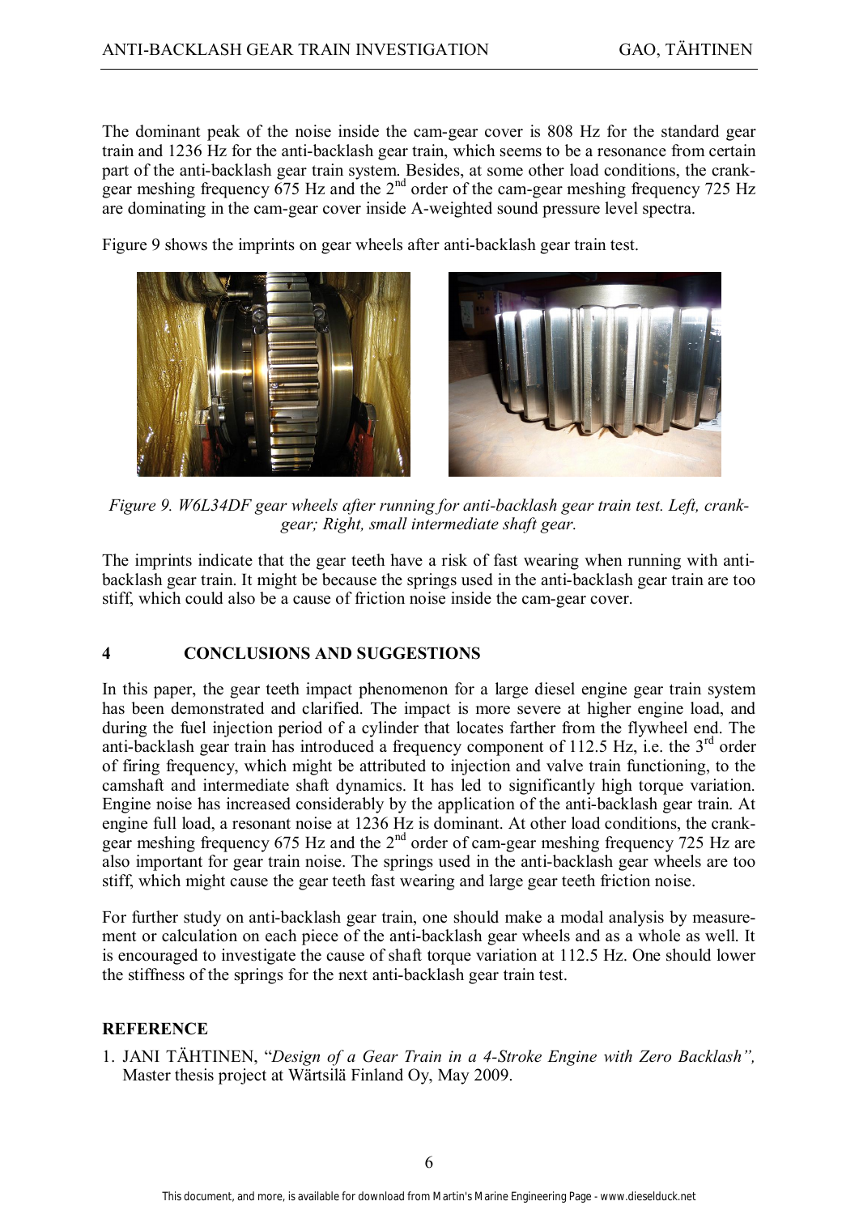The dominant peak of the noise inside the cam-gear cover is 808 Hz for the standard gear train and 1236 Hz for the anti-backlash gear train, which seems to be a resonance from certain part of the anti-backlash gear train system. Besides, at some other load conditions, the crank-gear meshing frequency 675 Hz and the 2nd order of the cam-gear meshing frequency 725 Hz are dominating in the cam-gear cover inside A-weighted sound pressure level spectra.

Figure 9 shows the imprints on gear wheels after anti-backlash gear train test.

*Figure 9. W6L34DF gear wheels after running for anti-backlash gear train test. Left, crank-gear; Right, small intermediate shaft gear.*

The imprints indicate that the gear teeth have a risk of fast wearing when running with anti-backlash gear train. It might be because the springs used in the anti-backlash gear train are too stiff, which could also be a cause of friction noise inside the cam-gear cover.

## 4 CONCLUSIONS AND SUGGESTIONS

In this paper, the gear teeth impact phenomenon for a large diesel engine gear train system has been demonstrated and clarified. The impact is more severe at higher engine load, and during the fuel injection period of a cylinder that locates farther from the flywheel end. The anti-backlash gear train has introduced a frequency component of 112.5 Hz, i.e. the 3rd order of firing frequency, which might be attributed to injection and valve train functioning, to the camshaft and intermediate shaft dynamics. It has led to significantly high torque variation. Engine noise has increased considerably by the application of the anti-backlash gear train. At engine full load, a resonant noise at 1236 Hz is dominant. At other load conditions, the crank-gear meshing frequency 675 Hz and the 2nd order of cam-gear meshing frequency 725 Hz are also important for gear train noise. The springs used in the anti-backlash gear wheels are too stiff, which might cause the gear teeth fast wearing and large gear teeth friction noise.

For further study on anti-backlash gear train, one should make a modal analysis by measurement or calculation on each piece of the anti-backlash gear wheels and as a whole as well. It is encouraged to investigate the cause of shaft torque variation at 112.5 Hz. One should lower the stiffness of the springs for the next anti-backlash gear train test.

### REFERENCE

1. JANI TÄHTINEN, "*Design of a Gear Train in a 4-Stroke Engine with Zero Backlash",* Master thesis project at Wärtsilä Finland Oy, May 2009.